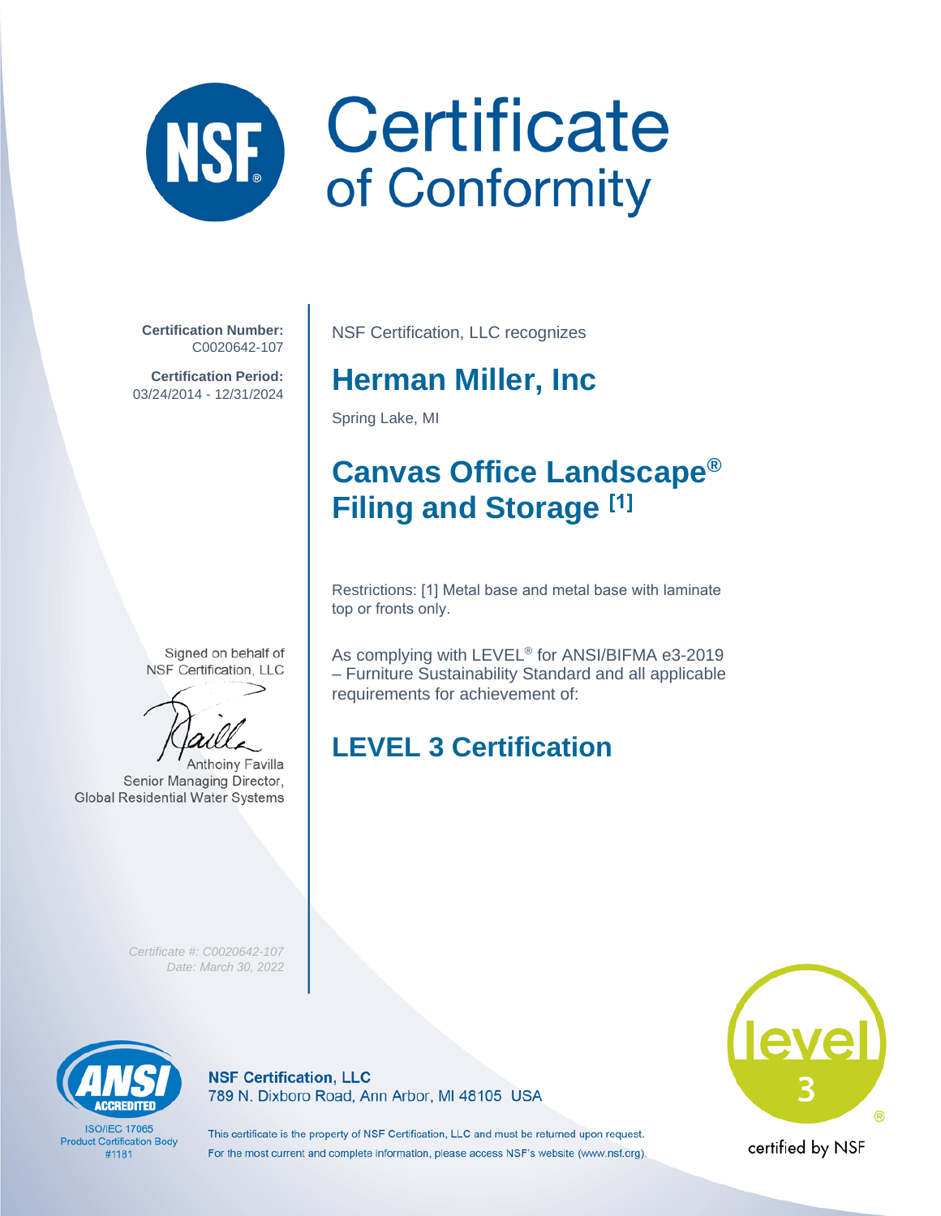# Certificate of Conformity

**Certification Number:**
C0020642-107

**Certification Period:**
03/24/2014 - 12/31/2024

NSF Certification, LLC recognizes

## Herman Miller, Inc

Spring Lake, MI

## Canvas Office Landscape® Filing and Storage [1]

Restrictions: [1] Metal base and metal base with laminate top or fronts only.

As complying with LEVEL® for ANSI/BIFMA e3-2019 – Furniture Sustainability Standard and all applicable requirements for achievement of:

## LEVEL 3 Certification

Signed on behalf of
NSF Certification, LLC

Anthoiny Favilla
Senior Managing Director,
Global Residential Water Systems

*Certificate #: C0020642-107*
*Date: March 30, 2022*

ANSI ACCREDITED
ISO/IEC 17065
Product Certification Body
#1181

**NSF Certification, LLC**
789 N. Dixboro Road, Ann Arbor, MI 48105 USA

This certificate is the property of NSF Certification, LLC and must be returned upon request.
For the most current and complete information, please access NSF's website (www.nsf.org).

level 3 ®
certified by NSF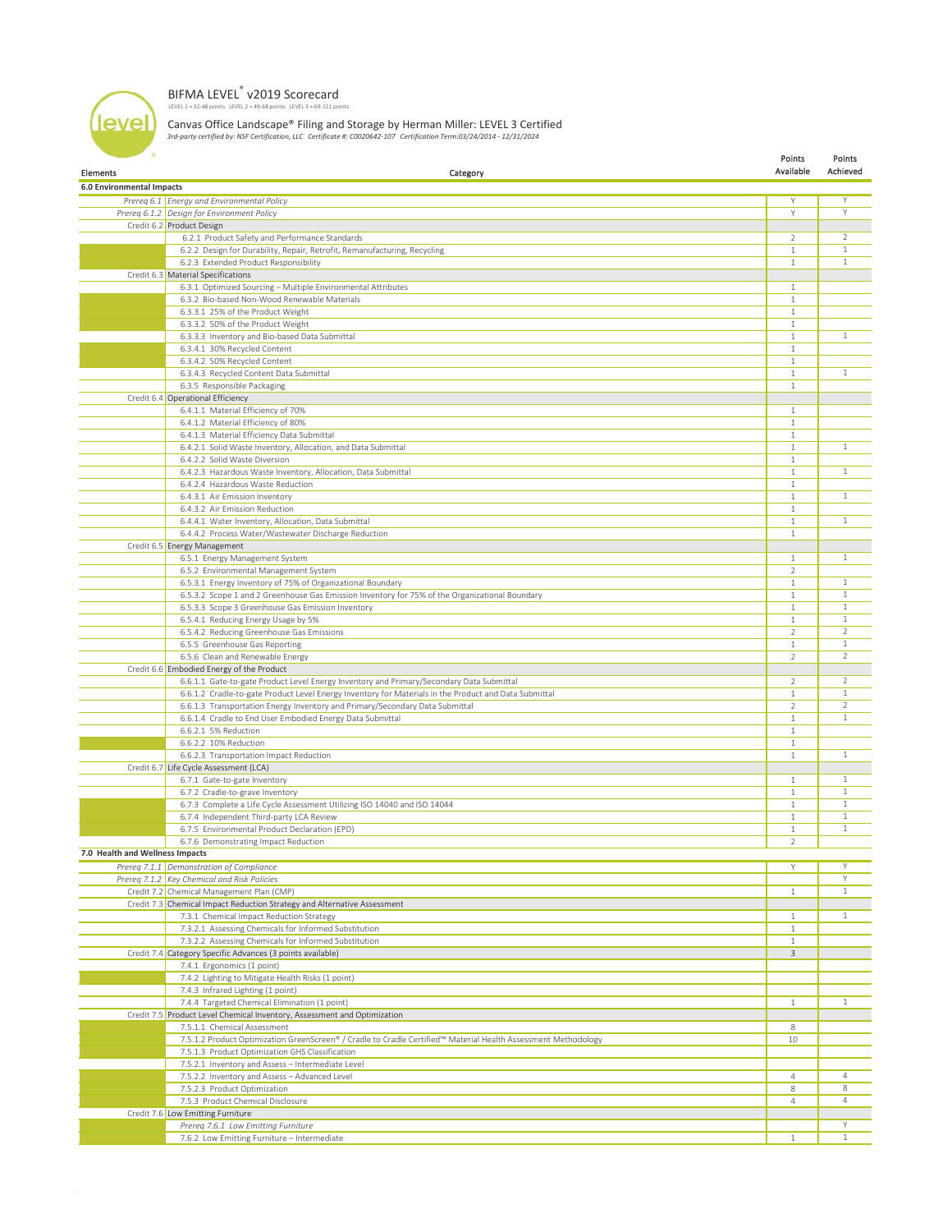# BIFMA LEVEL® v2019 Scorecard

LEVEL 1 = 32-48 points LEVEL 2 = 49-68 points LEVEL 3 = 69-111 points

## Canvas Office Landscape® Filing and Storage by Herman Miller: LEVEL 3 Certified

*3rd-party certified by: NSF Certification, LLC Certificate #: C0020642-107 Certification Term:03/24/2014 - 12/31/2024*

| Elements | Category | Points Available | Points Achieved |
|---|---|---|---|
| **6.0 Environmental Impacts** | | | |
| *Prereq 6.1* | *Energy and Environmental Policy* | Y | Y |
| *Prereq 6.1.2* | *Design for Environment Policy* | Y | Y |
| Credit 6.2 | Product Design | | |
| | 6.2.1 Product Safety and Performance Standards | 2 | 2 |
| | 6.2.2 Design for Durability, Repair, Retrofit, Remanufacturing, Recycling | 1 | 1 |
| | 6.2.3 Extended Product Responsibility | 1 | 1 |
| Credit 6.3 | Material Specifications | | |
| | 6.3.1 Optimized Sourcing – Multiple Environmental Attributes | 1 | |
| | 6.3.2 Bio-based Non-Wood Renewable Materials | 1 | |
| | 6.3.3.1 25% of the Product Weight | 1 | |
| | 6.3.3.2 50% of the Product Weight | 1 | |
| | 6.3.3.3 Inventory and Bio-based Data Submittal | 1 | 1 |
| | 6.3.4.1 30% Recycled Content | 1 | |
| | 6.3.4.2 50% Recycled Content | 1 | |
| | 6.3.4.3 Recycled Content Data Submittal | 1 | 1 |
| | 6.3.5 Responsible Packaging | 1 | |
| Credit 6.4 | Operational Efficiency | | |
| | 6.4.1.1 Material Efficiency of 70% | 1 | |
| | 6.4.1.2 Material Efficiency of 80% | 1 | |
| | 6.4.1.3 Material Efficiency Data Submittal | 1 | |
| | 6.4.2.1 Solid Waste Inventory, Allocation, and Data Submittal | 1 | 1 |
| | 6.4.2.2 Solid Waste Diversion | 1 | |
| | 6.4.2.3 Hazardous Waste Inventory, Allocation, Data Submittal | 1 | 1 |
| | 6.4.2.4 Hazardous Waste Reduction | 1 | |
| | 6.4.3.1 Air Emission Inventory | 1 | 1 |
| | 6.4.3.2 Air Emission Reduction | 1 | |
| | 6.4.4.1 Water Inventory, Allocation, Data Submittal | 1 | 1 |
| | 6.4.4.2 Process Water/Wastewater Discharge Reduction | 1 | |
| Credit 6.5 | Energy Management | | |
| | 6.5.1 Energy Management System | 1 | 1 |
| | 6.5.2 Environmental Management System | 2 | |
| | 6.5.3.1 Energy Inventory of 75% of Organizational Boundary | 1 | 1 |
| | 6.5.3.2 Scope 1 and 2 Greenhouse Gas Emission Inventory for 75% of the Organizational Boundary | 1 | 1 |
| | 6.5.3.3 Scope 3 Greenhouse Gas Emission Inventory | 1 | 1 |
| | 6.5.4.1 Reducing Energy Usage by 5% | 1 | 1 |
| | 6.5.4.2 Reducing Greenhouse Gas Emissions | 2 | 2 |
| | 6.5.5 Greenhouse Gas Reporting | 1 | 1 |
| | 6.5.6 Clean and Renewable Energy | 2 | 2 |
| Credit 6.6 | Embodied Energy of the Product | | |
| | 6.6.1.1 Gate-to-gate Product Level Energy Inventory and Primary/Secondary Data Submittal | 2 | 2 |
| | 6.6.1.2 Cradle-to-gate Product Level Energy Inventory for Materials in the Product and Data Submittal | 1 | 1 |
| | 6.6.1.3 Transportation Energy Inventory and Primary/Secondary Data Submittal | 2 | 2 |
| | 6.6.1.4 Cradle to End User Embodied Energy Data Submittal | 1 | 1 |
| | 6.6.2.1 5% Reduction | 1 | |
| | 6.6.2.2 10% Reduction | 1 | |
| | 6.6.2.3 Transportation Impact Reduction | 1 | 1 |
| Credit 6.7 | Life Cycle Assessment (LCA) | | |
| | 6.7.1 Gate-to-gate Inventory | 1 | 1 |
| | 6.7.2 Cradle-to-grave Inventory | 1 | 1 |
| | 6.7.3 Complete a Life Cycle Assessment Utilizing ISO 14040 and ISO 14044 | 1 | 1 |
| | 6.7.4 Independent Third-party LCA Review | 1 | 1 |
| | 6.7.5 Environmental Product Declaration (EPD) | 1 | 1 |
| | 6.7.6 Demonstrating Impact Reduction | 2 | |
| **7.0 Health and Wellness Impacts** | | | |
| *Prereq 7.1.1* | *Demonstration of Compliance* | Y | Y |
| *Prereq 7.1.2* | *Key Chemical and Risk Policies* | | Y |
| Credit 7.2 | Chemical Management Plan (CMP) | 1 | 1 |
| Credit 7.3 | Chemical Impact Reduction Strategy and Alternative Assessment | | |
| | 7.3.1 Chemical Impact Reduction Strategy | 1 | 1 |
| | 7.3.2.1 Assessing Chemicals for Informed Substitution | 1 | |
| | 7.3.2.2 Assessing Chemicals for Informed Substitution | 1 | |
| Credit 7.4 | Category Specific Advances (3 points available) | 3 | |
| | 7.4.1 Ergonomics (1 point) | | |
| | 7.4.2 Lighting to Mitigate Health Risks (1 point) | | |
| | 7.4.3 Infrared Lighting (1 point) | | |
| | 7.4.4 Targeted Chemical Elimination (1 point) | 1 | 1 |
| Credit 7.5 | Product Level Chemical Inventory, Assessment and Optimization | | |
| | 7.5.1.1 Chemical Assessment | 8 | |
| | 7.5.1.2 Product Optimization GreenScreen® / Cradle to Cradle Certified™ Material Health Assessment Methodology | 10 | |
| | 7.5.1.3 Product Optimization GHS Classification | | |
| | 7.5.2.1 Inventory and Assess – Intermediate Level | | |
| | 7.5.2.2 Inventory and Assess – Advanced Level | 4 | 4 |
| | 7.5.2.3 Product Optimization | 8 | 8 |
| | 7.5.3 Product Chemical Disclosure | 4 | 4 |
| Credit 7.6 | Low Emitting Furniture | | |
| | *Prereq 7.6.1 Low Emitting Furniture* | | Y |
| | 7.6.2 Low Emitting Furniture – Intermediate | 1 | 1 |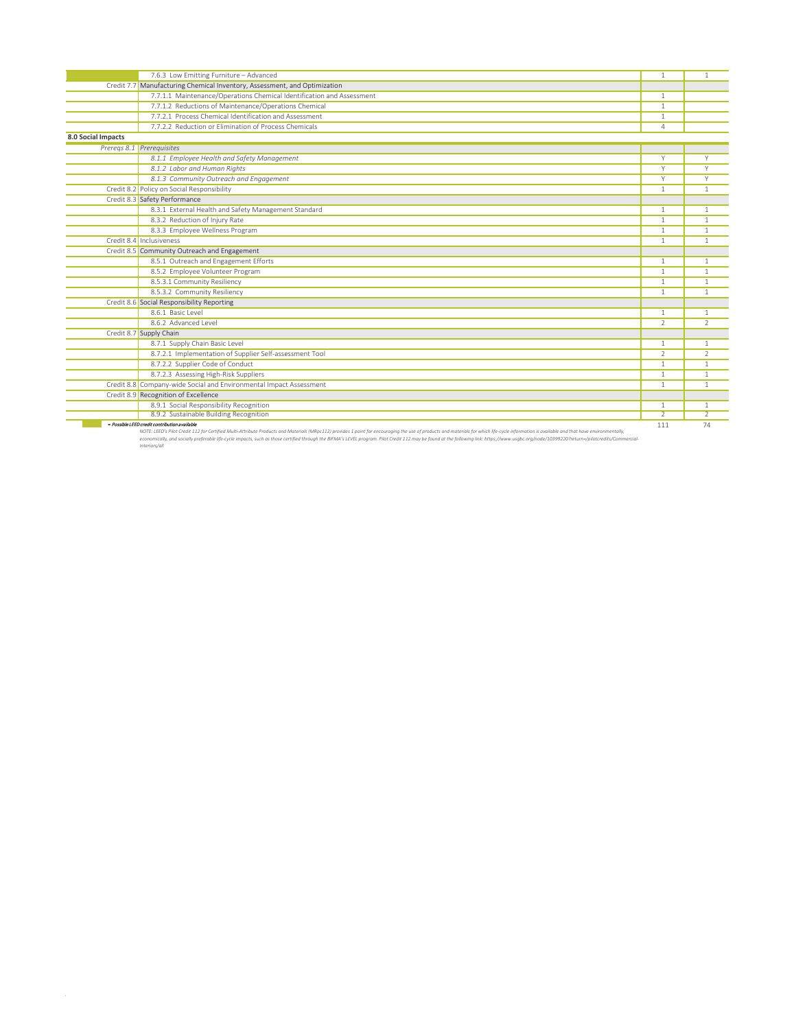| | | | |
|---|---|---|---|
| | 7.6.3 Low Emitting Furniture – Advanced | 1 | 1 |
| Credit 7.7 | Manufacturing Chemical Inventory, Assessment, and Optimization | | |
| | 7.7.1.1 Maintenance/Operations Chemical Identification and Assessment | 1 | |
| | 7.7.1.2 Reductions of Maintenance/Operations Chemical | 1 | |
| | 7.7.2.1 Process Chemical Identification and Assessment | 1 | |
| | 7.7.2.2 Reduction or Elimination of Process Chemicals | 4 | |
| **8.0 Social Impacts** | | | |
| *Prereqs 8.1* | *Prerequisites* | | |
| | *8.1.1 Employee Health and Safety Management* | Y | Y |
| | *8.1.2 Labor and Human Rights* | Y | Y |
| | *8.1.3 Community Outreach and Engagement* | Y | Y |
| Credit 8.2 | Policy on Social Responsibility | 1 | 1 |
| Credit 8.3 | Safety Performance | | |
| | 8.3.1 External Health and Safety Management Standard | 1 | 1 |
| | 8.3.2 Reduction of Injury Rate | 1 | 1 |
| | 8.3.3 Employee Wellness Program | 1 | 1 |
| Credit 8.4 | Inclusiveness | 1 | 1 |
| Credit 8.5 | Community Outreach and Engagement | | |
| | 8.5.1 Outreach and Engagement Efforts | 1 | 1 |
| | 8.5.2 Employee Volunteer Program | 1 | 1 |
| | 8.5.3.1 Community Resiliency | 1 | 1 |
| | 8.5.3.2 Community Resiliency | 1 | 1 |
| Credit 8.6 | Social Responsibility Reporting | | |
| | 8.6.1 Basic Level | 1 | 1 |
| | 8.6.2 Advanced Level | 2 | 2 |
| Credit 8.7 | Supply Chain | | |
| | 8.7.1 Supply Chain Basic Level | 1 | 1 |
| | 8.7.2.1 Implementation of Supplier Self-assessment Tool | 2 | 2 |
| | 8.7.2.2 Supplier Code of Conduct | 1 | 1 |
| | 8.7.2.3 Assessing High-Risk Suppliers | 1 | 1 |
| Credit 8.8 | Company-wide Social and Environmental Impact Assessment | 1 | 1 |
| Credit 8.9 | Recognition of Excellence | | |
| | 8.9.1 Social Responsibility Recognition | 1 | 1 |
| | 8.9.2 Sustainable Building Recognition | 2 | 2 |
| | | 111 | 74 |

*= Possible LEED credit contribution available*

*NOTE: LEED's Pilot Credit 112 for Certified Multi-Attribute Products and Materials (MRpc112) provides 1 point for encouraging the use of products and materials for which life-cycle information is available and that have environmentally, economically, and socially preferable life-cycle impacts, such as those certified through the BIFMA's LEVEL program. Pilot Credit 112 may be found at the following link: https://www.usgbc.org/node/10399220?return=/pilotcredits/Commercial-Interiors/all*